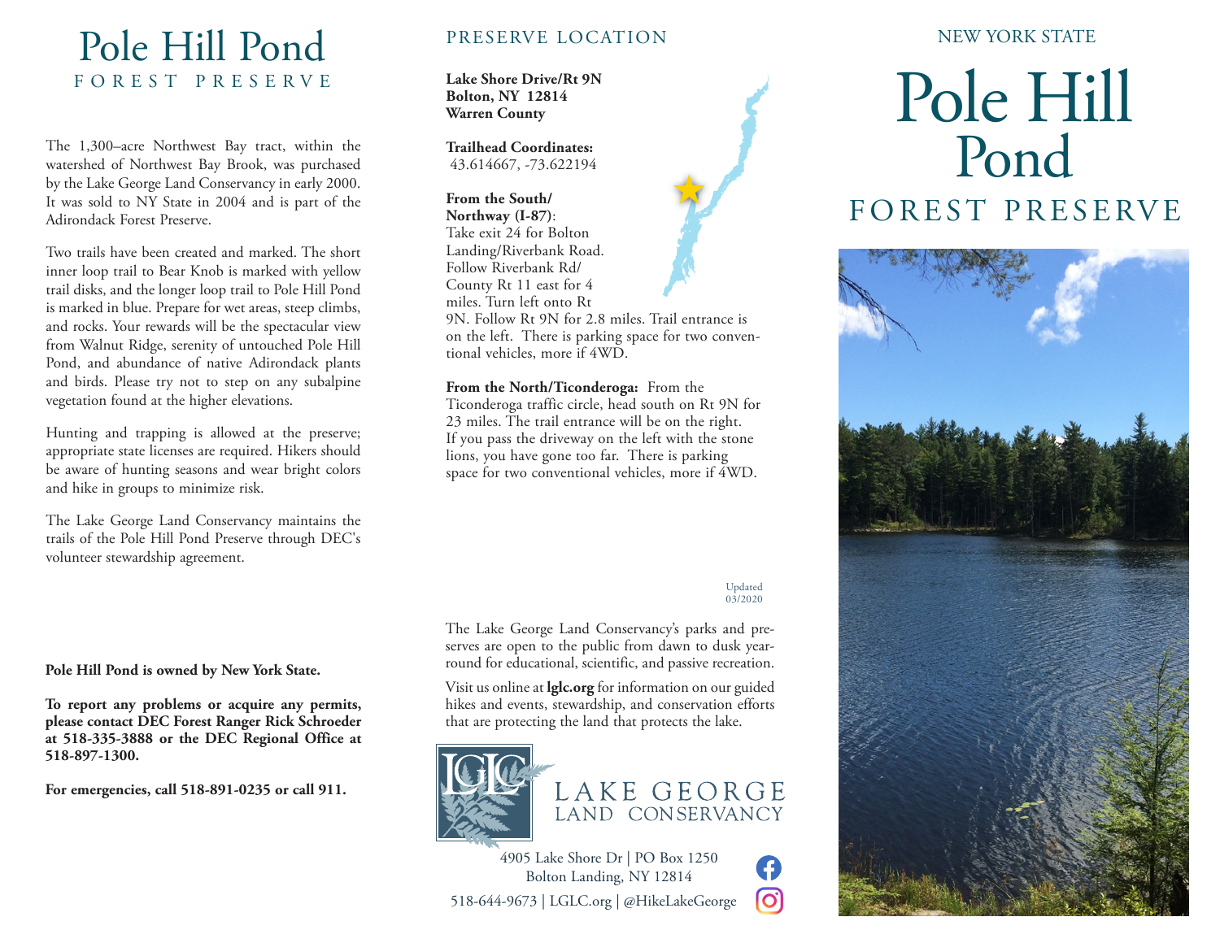# Pole Hill Pond
## FOREST PRESERVE

The 1,300–acre Northwest Bay tract, within the watershed of Northwest Bay Brook, was purchased by the Lake George Land Conservancy in early 2000. It was sold to NY State in 2004 and is part of the Adirondack Forest Preserve.

Two trails have been created and marked. The short inner loop trail to Bear Knob is marked with yellow trail disks, and the longer loop trail to Pole Hill Pond is marked in blue. Prepare for wet areas, steep climbs, and rocks. Your rewards will be the spectacular view from Walnut Ridge, serenity of untouched Pole Hill Pond, and abundance of native Adirondack plants and birds. Please try not to step on any subalpine vegetation found at the higher elevations.

Hunting and trapping is allowed at the preserve; appropriate state licenses are required. Hikers should be aware of hunting seasons and wear bright colors and hike in groups to minimize risk.

The Lake George Land Conservancy maintains the trails of the Pole Hill Pond Preserve through DEC's volunteer stewardship agreement.

**Pole Hill Pond is owned by New York State.**

**To report any problems or acquire any permits, please contact DEC Forest Ranger Rick Schroeder at 518-335-3888 or the DEC Regional Office at 518-897-1300.**

**For emergencies, call 518-891-0235 or call 911.**

## PRESERVE LOCATION

**Lake Shore Drive/Rt 9N**
**Bolton, NY 12814**
**Warren County**

**Trailhead Coordinates:**
43.614667, -73.622194

**From the South/ Northway (I-87)**: Take exit 24 for Bolton Landing/Riverbank Road. Follow Riverbank Rd/ County Rt 11 east for 4 miles. Turn left onto Rt 9N. Follow Rt 9N for 2.8 miles. Trail entrance is on the left. There is parking space for two conventional vehicles, more if 4WD.

**From the North/Ticonderoga:** From the Ticonderoga traffic circle, head south on Rt 9N for 23 miles. The trail entrance will be on the right. If you pass the driveway on the left with the stone lions, you have gone too far. There is parking space for two conventional vehicles, more if 4WD.

Updated 03/2020

The Lake George Land Conservancy's parks and preserves are open to the public from dawn to dusk year-round for educational, scientific, and passive recreation.

Visit us online at **lglc.org** for information on our guided hikes and events, stewardship, and conservation efforts that are protecting the land that protects the lake.

LAKE GEORGE LAND CONSERVANCY

4905 Lake Shore Dr | PO Box 1250
Bolton Landing, NY 12814
518-644-9673 | LGLC.org | @HikeLakeGeorge

NEW YORK STATE

# Pole Hill Pond
## FOREST PRESERVE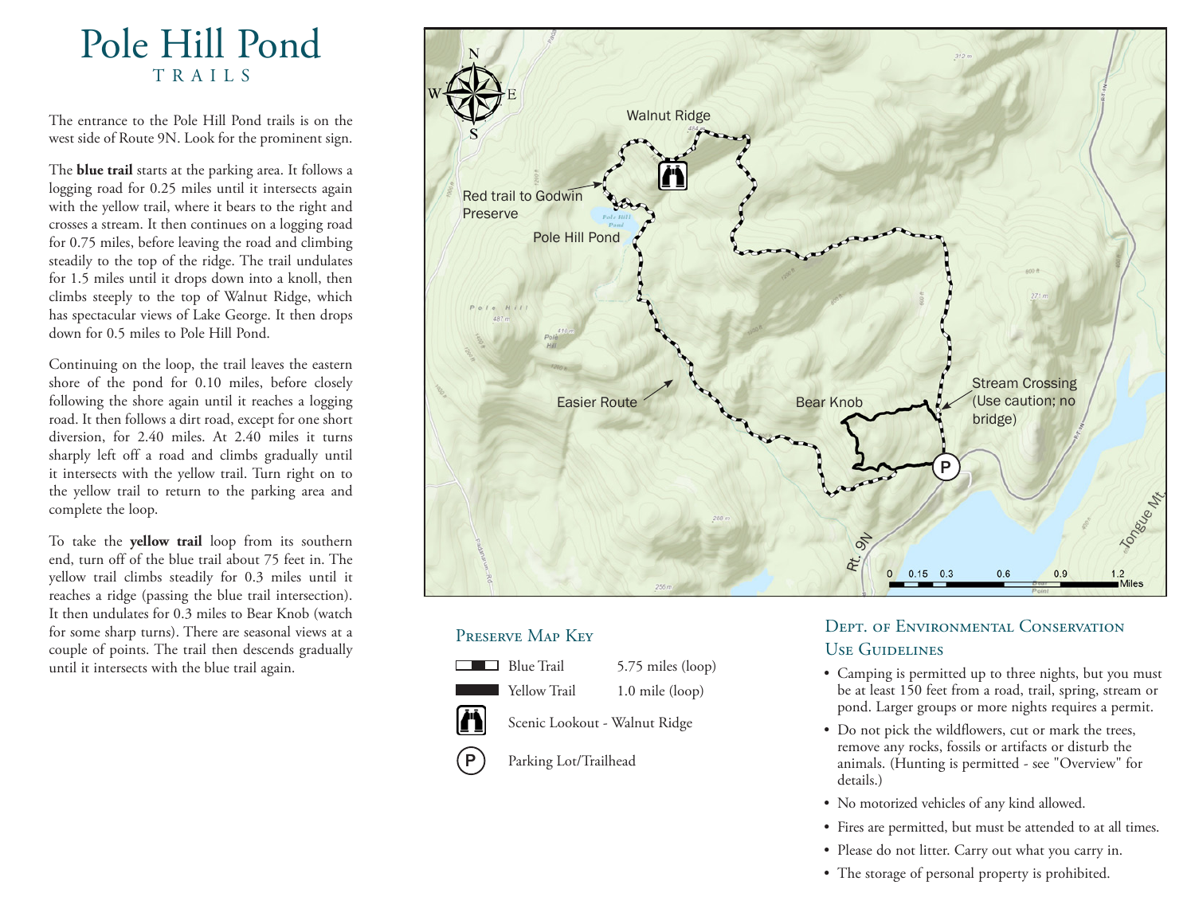# Pole Hill Pond

TRAILS

The entrance to the Pole Hill Pond trails is on the west side of Route 9N. Look for the prominent sign.

The **blue trail** starts at the parking area. It follows a logging road for 0.25 miles until it intersects again with the yellow trail, where it bears to the right and crosses a stream. It then continues on a logging road for 0.75 miles, before leaving the road and climbing steadily to the top of the ridge. The trail undulates for 1.5 miles until it drops down into a knoll, then climbs steeply to the top of Walnut Ridge, which has spectacular views of Lake George. It then drops down for 0.5 miles to Pole Hill Pond.

Continuing on the loop, the trail leaves the eastern shore of the pond for 0.10 miles, before closely following the shore again until it reaches a logging road. It then follows a dirt road, except for one short diversion, for 2.40 miles. At 2.40 miles it turns sharply left off a road and climbs gradually until it intersects with the yellow trail. Turn right on to the yellow trail to return to the parking area and complete the loop.

To take the **yellow trail** loop from its southern end, turn off of the blue trail about 75 feet in. The yellow trail climbs steadily for 0.3 miles until it reaches a ridge (passing the blue trail intersection). It then undulates for 0.3 miles to Bear Knob (watch for some sharp turns). There are seasonal views at a couple of points. The trail then descends gradually until it intersects with the blue trail again.

Walnut Ridge

Red trail to Godwin Preserve

Pole Hill Pond

Easier Route

Bear Knob

Stream Crossing (Use caution; no bridge)

Rt. 9N

Tongue Mt.

0 0.15 0.3 0.6 0.9 1.2 Miles

## Preserve Map Key

| | | |
|---|---|---|
| | Blue Trail | 5.75 miles (loop) |
| | Yellow Trail | 1.0 mile (loop) |
| | Scenic Lookout - Walnut Ridge | |
| | Parking Lot/Trailhead | |

## Dept. of Environmental Conservation Use Guidelines

- Camping is permitted up to three nights, but you must be at least 150 feet from a road, trail, spring, stream or pond. Larger groups or more nights requires a permit.
- Do not pick the wildflowers, cut or mark the trees, remove any rocks, fossils or artifacts or disturb the animals. (Hunting is permitted - see "Overview" for details.)
- No motorized vehicles of any kind allowed.
- Fires are permitted, but must be attended to at all times.
- Please do not litter. Carry out what you carry in.
- The storage of personal property is prohibited.